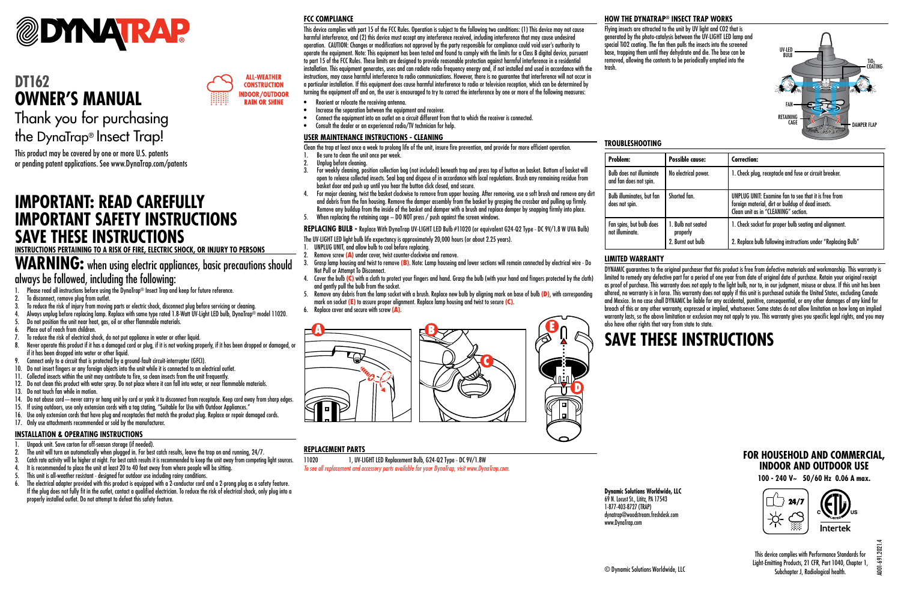# DYNATRAP®

## DT162 OWNER'S MANUAL

ALL-WEATHER CONSTRUCTION
INDOOR/OUTDOOR
RAIN OR SHINE

Thank you for purchasing the DynaTrap® Insect Trap!

This product may be covered by one or more U.S. patents or pending patent applications. See www.DynaTrap.com/patents

# IMPORTANT: READ CAREFULLY IMPORTANT SAFETY INSTRUCTIONS SAVE THESE INSTRUCTIONS

**INSTRUCTIONS PERTAINING TO A RISK OF FIRE, ELECTRIC SHOCK, OR INJURY TO PERSONS**

## WARNING: when using electric appliances, basic precautions should always be followed, including the following:

1. Please read all instructions before using the DynaTrap® Insect Trap and keep for future reference.
2. To disconnect, remove plug from outlet.
3. To reduce the risk of injury from moving parts or electric shock, disconnect plug before servicing or cleaning.
4. Always unplug before replacing lamp. Replace with same type rated 1.8-Watt UV-Light LED bulb, DynaTrap® model 11020.
5. Do not position the unit near heat, gas, oil or other flammable materials.
6. Place out of reach from children.
7. To reduce the risk of electrical shock, do not put appliance in water or other liquid.
8. Never operate this product if it has a damaged cord or plug, if it is not working properly, if it has been dropped or damaged, or if it has been dropped into water or other liquid.
9. Connect only to a circuit that is protected by a ground-fault circuit-interrupter (GFCI).
10. Do not insert fingers or any foreign objects into the unit while it is connected to an electrical outlet.
11. Collected insects within the unit may contribute to fire, so clean insects from the unit frequently.
12. Do not clean this product with water spray. Do not place where it can fall into water, or near flammable materials.
13. Do not touch fan while in motion.
14. Do not abuse cord—never carry or hang unit by cord or yank it to disconnect from receptacle. Keep cord away from sharp edges.
15. If using outdoors, use only extension cords with a tag stating, "Suitable for Use with Outdoor Appliances."
16. Use only extension cords that have plug and receptacles that match the product plug. Replace or repair damaged cords.
17. Only use attachments recommended or sold by the manufacturer.

### INSTALLATION & OPERATING INSTRUCTIONS

1. Unpack unit. Save carton for off-season storage (if needed).
2. The unit will turn on automatically when plugged in. For best catch results, leave the trap on and running, 24/7.
3. Catch rate activity will be higher at night. For best catch results it is recommended to keep the unit away from competing light sources.
4. It is recommended to place the unit at least 20 to 40 feet away from where people will be sitting.
5. This unit is all-weather resistant - designed for outdoor use including rainy conditions.
6. The electrical adapter provided with this product is equipped with a 2-conductor cord and a 2-prong plug as a safety feature. If the plug does not fully fit in the outlet, contact a qualified electrician. To reduce the risk of electrical shock, only plug into a properly installed outlet. Do not attempt to defeat this safety feature.

### FCC COMPLIANCE

This device complies with part 15 of the FCC Rules. Operation is subject to the following two conditions: (1) This device may not cause harmful interference, and (2) this device must accept any interference received, including interference that may cause undesired operation. CAUTION: Changes or modifications not approved by the party responsible for compliance could void user's authority to operate the equipment. Note: This equipment has been tested and found to comply with the limits for a Class B digital device, pursuant to part 15 of the FCC Rules. These limits are designed to provide reasonable protection against harmful interference in a residential installation. This equipment generates, uses and can radiate radio frequency energy and, if not installed and used in accordance with the instructions, may cause harmful interference to radio communications. However, there is no guarantee that interference will not occur in a particular installation. If this equipment does cause harmful interference to radio or television reception, which can be determined by turning the equipment off and on, the user is encouraged to try to correct the interference by one or more of the following measures:

- Reorient or relocate the receiving antenna.
- Increase the separation between the equipment and receiver.
- Connect the equipment into an outlet on a circuit different from that to which the receiver is connected.
- Consult the dealer or an experienced radio/TV technician for help.

### USER MAINTENANCE INSTRUCTIONS - CLEANING

Clean the trap at least once a week to prolong life of the unit, insure fire prevention, and provide for more efficient operation.

1. Be sure to clean the unit once per week.
2. Unplug before cleaning.
3. For weekly cleaning, position collection bag (not included) beneath trap and press top of button on basket. Bottom of basket will open to release collected insects. Seal bag and dispose of in accordance with local regulations. Brush any remaining residue from basket door and push up until you hear the button click closed, and secure.
4. For major cleaning, twist the basket clockwise to remove from upper housing. After removing, use a soft brush and remove any dirt and debris from the fan housing. Remove the damper assembly from the basket by grasping the crossbar and pulling up firmly. Remove any buildup from the inside of the basket and damper with a brush and replace damper by snapping firmly into place.
5. When replacing the retaining cage – DO NOT press / push against the screen windows.

**REPLACING BULB -** Replace With DynaTrap UV-LIGHT LED Bulb #11020 (or equivalent G24-Q2 Type - DC 9V/1.8 W UVA Bulb)

The UV-LIGHT LED light bulb life expectancy is approximately 20,000 hours (or about 2.25 years).

1. UNPLUG UNIT, and allow bulb to cool before replacing.
2. Remove screw **(A)** under cover, twist counter-clockwise and remove.
3. Grasp lamp housing and twist to remove **(B)**. Note: Lamp houseing and lower sections will remain connected by electrical wire - Do Not Pull or Attempt To Disconnect.
4. Cover the bulb **(C)** with a cloth to protect your fingers and hand. Grasp the bulb (with your hand and fingers protected by the cloth) and gently pull the bulb from the socket.
5. Remove any debris from the lamp socket with a brush. Replace new bulb by aligning mark on base of bulb **(D)**, with corresponding mark on socket **(E)** to assure proper alignment. Replace lamp housing and twist to secure **(C)**.
6. Replace cover and secure with screw **(A)**.

### REPLACEMENT PARTS

11020 1, UV-LIGHT LED Replacement Bulb, G24-Q2 Type - DC 9V/1.8W

*To see all replacement and accessory parts available for your DynaTrap, visit www.DynaTrap.com.*

### HOW THE DYNATRAP® INSECT TRAP WORKS

Flying insects are attracted to the unit by UV light and CO2 that is generated by the photo-catalysis between the UV-LIGHT LED lamp and special TiO2 coating. The fan then pulls the insects into the screened base, trapping them until they dehydrate and die. The base can be removed, allowing the contents to be periodically emptied into the trash.

UV-LED BULB, TiO2 COATING, FAN, RETAINING CAGE, DAMPER FLAP

### TROUBLESHOOTING

| Problem: | Possible cause: | Correction: |
|---|---|---|
| Bulb does not illuminate and fan does not spin. | No electrical power. | 1. Check plug, receptacle and fuse or circuit breaker. |
| Bulb illuminates, but fan does not spin. | Shorted fan. | UNPLUG UNIT: Examine fan to see that it is free from foreign material, dirt or buildup of dead insects. Clean unit as in "CLEANING" section. |
| Fan spins, but bulb does not illuminate. | 1. Bulb not seated properly<br>2. Burnt out bulb | 1. Check socket for proper bulb seating and alignment.<br>2. Replace bulb following instructions under "Replacing Bulb" |

### LIMITED WARRANTY

DYNAMIC guarantees to the original purchaser that this product is free from defective materials and workmanship. This warranty is limited to remedy any defective part for a period of one year from date of original date of purchase. Retain your original receipt as proof of purchase. This warranty does not apply to the light bulb, nor to, in our judgment, misuse or abuse. If this unit has been altered, no warranty is in force. This warranty does not apply if this unit is purchased outside the United States, excluding Canada and Mexico. In no case shall DYNAMIC be liable for any accidental, punitive, consequential, or any other damages of any kind for breach of this or any other warranty, expressed or implied, whatsoever. Some states do not allow limitation on how long an implied warranty lasts, so the above limitation or exclusion may not apply to you. This warranty gives you specific legal rights, and you may also have other rights that vary from state to state.

# SAVE THESE INSTRUCTIONS

## FOR HOUSEHOLD AND COMMERCIAL, INDOOR AND OUTDOOR USE

**100 - 240 V~ 50/60 Hz 0.06 A max.**

24/7

Intertek

**Dynamic Solutions Worldwide, LLC**
69 N. Locust St., Lititz, PA 17543
1-877-403-8727 (TRAP)
dynatrap@woodstream.freshdesk.com
www.DynaTrap.com

© Dynamic Solutions Worldwide, LLC

This device complies with Performance Standards for Light-Emitting Products, 21 CFR, Part 1040, Chapter 1, Subchapter J, Radiological health.

A001-691.2021.4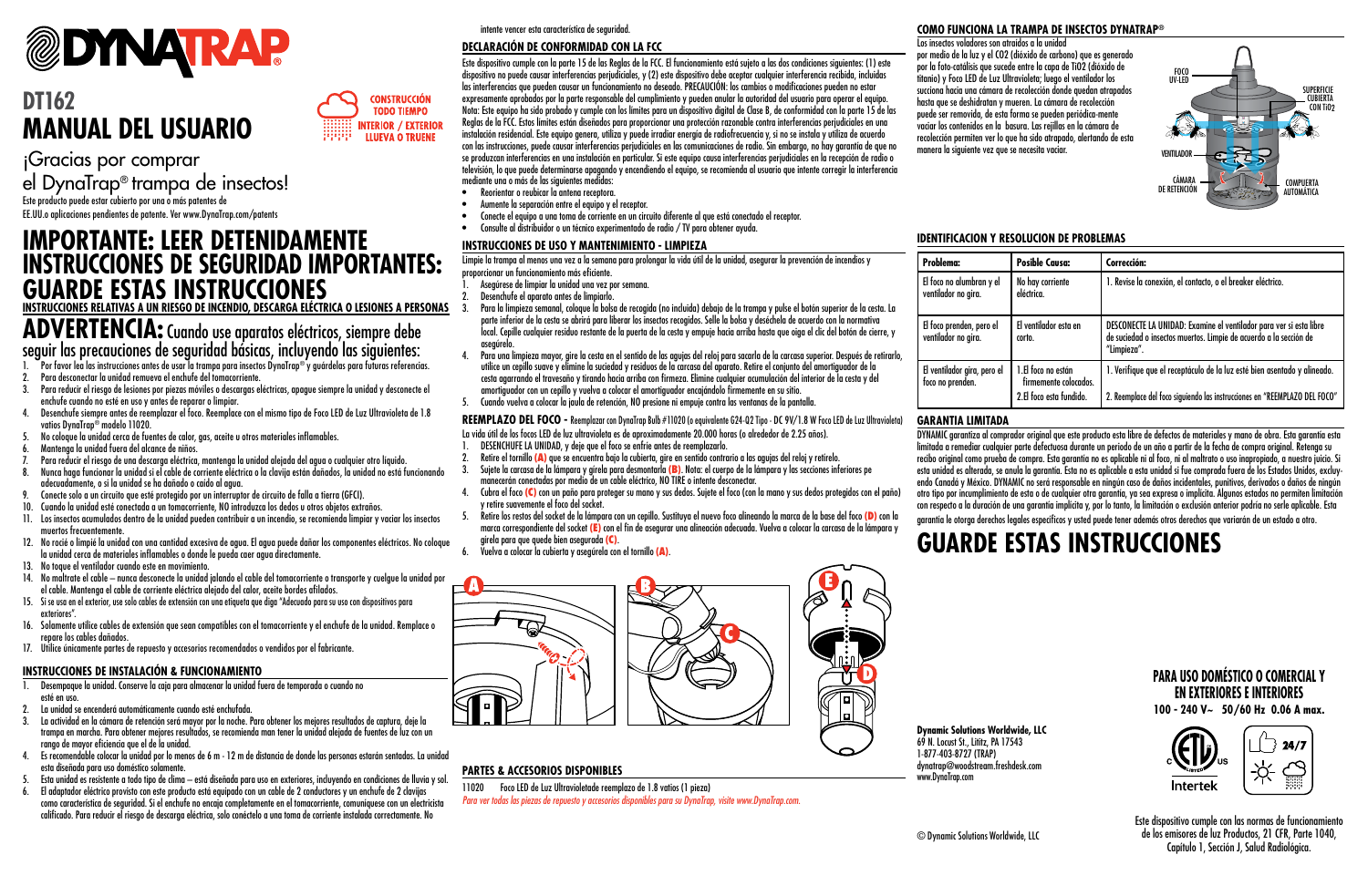# DYNATRAP

# DT162
# MANUAL DEL USUARIO

CONSTRUCCIÓN TODO TIEMPO
INTERIOR / EXTERIOR
LLUEVA O TRUENE

¡Gracias por comprar el DynaTrap® trampa de insectos!

Este producto puede estar cubierto por uno o más patentes de EE.UU.o aplicaciones pendientes de patente. Ver www.DynaTrap.com/patents

# IMPORTANTE: LEER DETENIDAMENTE INSTRUCCIONES DE SEGURIDAD IMPORTANTES: GUARDE ESTAS INSTRUCCIONES

**INSTRUCCIONES RELATIVAS A UN RIESGO DE INCENDIO, DESCARGA ELÉCTRICA O LESIONES A PERSONAS**

## ADVERTENCIA: Cuando use aparatos eléctricos, siempre debe seguir las precauciones de seguridad básicas, incluyendo las siguientes:

1. Por favor lea las instrucciones antes de usar la trampa para insectos DynaTrap® y guárdelas para futuras referencias.
2. Para desconectar la unidad remueva el enchufe del tomacorriente.
3. Para reducir el riesgo de lesiones por piezas móviles o descargas eléctricas, apague siempre la unidad y desconecte el enchufe cuando no esté en uso y antes de reparar o limpiar.
4. Desenchufe siempre antes de reemplazar el foco. Reemplace con el mismo tipo de Foco LED de Luz Ultravioleta de 1.8 vatios DynaTrap® modelo 11020.
5. No coloque la unidad cerca de fuentes de calor, gas, aceite u otros materiales inflamables.
6. Mantenga la unidad fuera del alcance de niños.
7. Para reducir el riesgo de una descarga eléctrica, mantenga la unidad alejada del agua o cualquier otro líquido.
8. Nunca haga funcionar la unidad si el cable de corriente eléctrica o la clavija están dañados, la unidad no está funcionando adecuadamente, o si la unidad se ha dañado o caído al agua.
9. Conecte solo a un circuito que esté protegido por un interruptor de circuito de falla a tierra (GFCI).
10. Cuando la unidad esté conectada a un tomacorriente, NO introduzca los dedos u otros objetos extraños.
11. Los insectos acumulados dentro de la unidad pueden contribuir a un incendio, se recomienda limpiar y vaciar los insectos muertos frecuentemente.
12. No rocíe o limpie la unidad con una cantidad excesiva de agua. El agua puede dañar los componentes eléctricos. No coloque la unidad cerca de materiales inflamables o donde le pueda caer agua directamente.
13. No toque el ventilador cuando este en movimiento.
14. No maltrate el cable – nunca desconecte la unidad jalando el cable del tomacorriente o transporte y cuelgue la unidad por el cable. Mantenga el cable de corriente eléctrica alejado del calor, aceite bordes afilados.
15. Si se usa en el exterior, use solo cables de extensión con una etiqueta que diga "Adecuado para su uso con dispositivos para exteriores".
16. Solamente utilice cables de extensión que sean compatibles con el tomacorriente y el enchufe de la unidad. Remplace o repare los cables dañados.
17. Utilice únicamente partes de repuesto y accesorios recomendados o vendidos por el fabricante.

### INSTRUCCIONES DE INSTALACIÓN & FUNCIONAMIENTO

1. Desempaque la unidad. Conserve la caja para almacenar la unidad fuera de temporada o cuando no esté en uso.
2. La unidad se encenderá automáticamente cuando esté enchufada.
3. La actividad en la cámara de retención será mayor por la noche. Para obtener los mejores resultados de captura, deje la trampa en marcha. Para obtener mejores resultados, se recomienda man tener la unidad alejada de fuentes de luz con un rango de mayor eficiencia que el de la unidad.
4. Es recomendable colocar la unidad por lo menos de 6 m - 12 m de distancia de donde las personas estarán sentadas. La unidad esta diseñada para uso doméstico solamente.
5. Esta unidad es resistente a todo tipo de clima – está diseñada para uso en exteriores, incluyendo en condiciones de lluvia y sol.
6. El adaptador eléctrico provisto con este producto está equipado con un cable de 2 conductores y un enchufe de 2 clavijas como característica de seguridad. Si el enchufe no encaja completamente en el tomacorriente, comuníquese con un electricista calificado. Para reducir el riesgo de descarga eléctrica, solo conéctelo a una toma de corriente instalada correctamente. No intente vencer esta característica de seguridad.

### DECLARACIÓN DE CONFORMIDAD CON LA FCC

Este dispositivo cumple con la parte 15 de las Reglas de la FCC. El funcionamiento está sujeto a las dos condiciones siguientes: (1) este dispositivo no puede causar interferencias perjudiciales, y (2) este dispositivo debe aceptar cualquier interferencia recibida, incluidas las interferencias que pueden causar un funcionamiento no deseado. PRECAUCIÓN: los cambios o modificaciones pueden no estar expresamente aprobados por la parte responsable del cumplimiento y pueden anular la autoridad del usuario para operar el equipo. Nota: Este equipo ha sido probado y cumple con los limites para un dispositivo digital de Clase B, de conformidad con la parte 15 de las Reglas de la FCC. Estos límites están diseñados para proporcionar una protección razonable contra interferencias perjudiciales en una instalación residencial. Este equipo genera, utiliza y puede irradiar energía de radiofrecuencia y, si no se instala y utiliza de acuerdo con las instrucciones, puede causar interferencias perjudiciales en las comunicaciones de radio. Sin embargo, no hay garantía de que no se produzcan interferencias en una instalación en particular. Si este equipo causa interferencias perjudiciales en la recepción de radio o televisión, lo que puede determinarse apagando y encendiendo el equipo, se recomienda al usuario que intente corregir la interferencia mediante una o más de las siguientes medidas:

- Reorientar o reubicar la antena receptora.
- Aumente la separación entre el equipo y el receptor.
- Conecte el equipo a una toma de corriente en un circuito diferente al que está conectado el receptor.
- Consulte al distribuidor o un técnico experimentado de radio / TV para obtener ayuda.

### INSTRUCCIONES DE USO Y MANTENIMIENTO - LIMPIEZA

Limpie la trampa al menos una vez a la semana para prolongar la vida útil de la unidad, asegurar la prevención de incendios y proporcionar un funcionamiento más eficiente.

1. Asegúrese de limpiar la unidad una vez por semana.
2. Desenchufe el aparato antes de limpiarlo.
3. Para la limpieza semanal, coloque la bolsa de recogida (no incluida) debajo de la trampa y pulse el botón superior de la cesta. La parte inferior de la cesta se abrirá para liberar los insectos recogidos. Selle la bolsa y deséchela de acuerdo con la normativa local. Cepille cualquier residuo restante de la puerta de la cesta y empuje hacia arriba hasta que oiga el clic del botón de cierre, y asegúrelo.
4. Para una limpieza mayor, gire la cesta en el sentido de las agujas del reloj para sacarla de la carcasa superior. Después de retirarlo, utilice un cepillo suave y elimine la suciedad y residuos de la carcasa del aparato. Retire el conjunto del amortiguador de la cesta agarrando el travesaño y tirando hacia arriba con firmeza. Elimine cualquier acumulación del interior de la cesta y del amortiguador con un cepillo y vuelva a colocar el amortiguador encajándolo firmemente en su sitio.
5. Cuando vuelva a colocar la jaula de retención, NO presione ni empuje contra las ventanas de la pantalla.

**REEMPLAZO DEL FOCO -** Reemplazar con DynaTrap Bulb #11020 (o equivalente G24-Q2 Tipo - DC 9V/1.8 W Foco LED de Luz Ultravioleta)

La vida útil de los focos LED de luz ultravioleta es de aproximadamente 20.000 horas (o alrededor de 2.25 años).

1. DESENCHUFE LA UNIDAD, y deje que el foco se enfríe antes de reemplazarlo.
2. Retire el tornillo **(A)** que se encuentra bajo la cubierta, gire en sentido contrario a las agujas del reloj y retirelo.
3. Sujete la carcasa de la lámpara y gírela para desmontarla **(B)**. Nota: el cuerpo de la lámpara y las secciones inferiores pe manecerán conectadas por medio de un cable eléctrico, NO TIRE o intente desconectar.
4. Cubra el foco **(C)** con un paño para proteger su mano y sus dedos. Sujete el foco (con la mano y sus dedos protegidos con el paño) y retire suavemente el foco del socket.
5. Retire los restos del socket de la lámpara con un cepillo. Sustituya el nuevo foco alineando la marca de la base del foco **(D)** con la marca correspondiente del socket **(E)** con el fin de asegurar una alineación adecuada. Vuelva a colocar la carcasa de la lámpara y gírela para que quede bien asegurada **(C)**.
6. Vuelva a colocar la cubierta y asegúrela con el tornillo **(A)**.

A B C D E

### PARTES & ACCESORIOS DISPONIBLES

11020 Foco LED de Luz Ultravioletade reemplazo de 1.8 vatios (1 pieza)

*Para ver todas las piezas de repuesto y accesorios disponibles para su DynaTrap, visite www.DynaTrap.com.*

### COMO FUNCIONA LA TRAMPA DE INSECTOS DYNATRAP®

Los insectos voladores son atraídos a la unidad por medio de la luz y el CO2 (dióxido de carbono) que es generado por la foto-catálisis que sucede entre la capa de TiO2 (dióxido de titanio) y Foco LED de Luz Ultravioleta; luego el ventilador los succiona hacia una cámara de recolección donde quedan atrapados hasta que se deshidratan y mueren. La cámara de recolección puede ser removida, de esta forma se pueden periódica-mente vaciar los contenidos en la basura. Las rejillas en la cámara de recolección permiten ver lo que ha sido atrapado, alertando de esta manera la siguiente vez que se necesita vaciar.

FOCO UV-LED
SUPERFICIE CUBIERTA CON TiO2
VENTILADOR
CÁMARA DE RETENCIÓN
COMPUERTA AUTOMÁTICA

### IDENTIFICACION Y RESOLUCION DE PROBLEMAS

| Problema: | Posible Causa: | Corrección: |
|---|---|---|
| El foco no alumbran y el ventilador no gira. | No hay corriente eléctrica. | 1. Revise la conexión, el contacto, o el breaker eléctrico. |
| El foco prenden, pero el ventilador no gira. | El ventilador esta en corto. | DESCONECTE LA UNIDAD: Examine el ventilador para ver si esta libre de suciedad o insectos muertos. Limpie de acuerdo a la sección de "Limpieza". |
| El ventilador gira, pero el foco no prenden. | 1.El foco no están firmemente colocados.<br>2.El foco esta fundido. | 1. Verifique que el receptáculo de la luz esté bien asentado y alineado.<br>2. Reemplace del foco siguiendo las instrucciones en "REEMPLAZO DEL FOCO" |

### GARANTIA LIMITADA

DYNAMIC garantiza al comprador original que este producto esta libre de defectos de materiales y mano de obra. Esta garantía esta limitada a remediar cualquier parte defectuosa durante un periodo de un año a partir de la fecha de compra original. Retenga su recibo original como prueba de compra. Esta garantía no es aplicable ni al foco, ni al maltrato o uso inapropiado, a nuestro juicio. Si esta unidad es alterada, se anula la garantía. Esta no es aplicable a esta unidad si fue comprada fuera de los Estados Unidos, excluyendo Canadá y México. DYNAMIC no será responsable en ningún caso de daños incidentales, punitivos, derivados o daños de ningún otro tipo por incumplimiento de esta o de cualquier otra garantía, ya sea expresa o implícita. Algunos estados no permiten limitación con respecto a la duración de una garantía implícita y, por lo tanto, la limitación o exclusión anterior podría no serle aplicable. Esta garantía le otorga derechos legales específicos y usted puede tener además otros derechos que variarán de un estado a otro.

# GUARDE ESTAS INSTRUCCIONES

**PARA USO DOMÉSTICO O COMERCIAL Y EN EXTERIORES E INTERIORES**

**100 - 240 V~ 50/60 Hz 0.06 A max.**

**Dynamic Solutions Worldwide, LLC**
69 N. Locust St., Lititz, PA 17543
1-877-403-8727 (TRAP)
dynatrap@woodstream.freshdesk.com
www.DynaTrap.com

Intertek

24/7

© Dynamic Solutions Worldwide, LLC

Este dispositivo cumple con las normas de funcionamiento de los emisores de luz Productos, 21 CFR, Parte 1040, Capítulo 1, Sección J, Salud Radiológica.